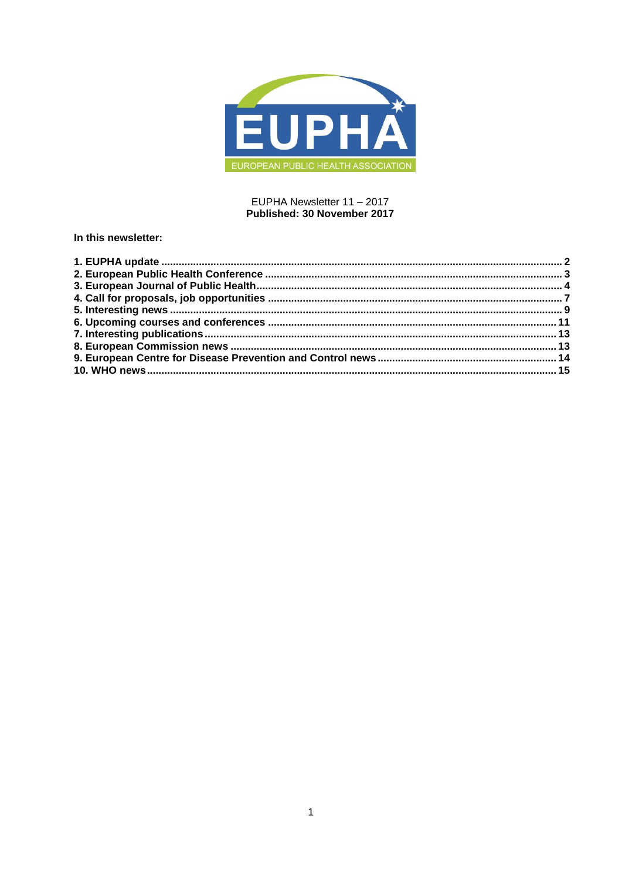EUPHA

EUROPEAN PUBLIC HEALTH ASSOCIATION

EUPHA Newsletter 11 – 2017
**Published: 30 November 2017**

**In this newsletter:**

**1. EUPHA update .......... 2**
**2. European Public Health Conference .......... 3**
**3. European Journal of Public Health .......... 4**
**4. Call for proposals, job opportunities .......... 7**
**5. Interesting news .......... 9**
**6. Upcoming courses and conferences .......... 11**
**7. Interesting publications .......... 13**
**8. European Commission news .......... 13**
**9. European Centre for Disease Prevention and Control news .......... 14**
**10. WHO news .......... 15**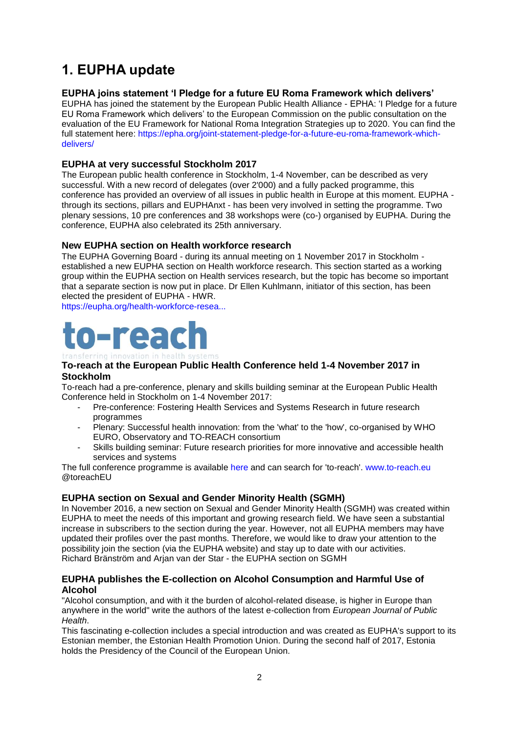# 1. EUPHA update

### EUPHA joins statement 'I Pledge for a future EU Roma Framework which delivers'

EUPHA has joined the statement by the European Public Health Alliance - EPHA: 'I Pledge for a future EU Roma Framework which delivers' to the European Commission on the public consultation on the evaluation of the EU Framework for National Roma Integration Strategies up to 2020. You can find the full statement here: https://epha.org/joint-statement-pledge-for-a-future-eu-roma-framework-which-delivers/

### EUPHA at very successful Stockholm 2017

The European public health conference in Stockholm, 1-4 November, can be described as very successful. With a new record of delegates (over 2'000) and a fully packed programme, this conference has provided an overview of all issues in public health in Europe at this moment. EUPHA - through its sections, pillars and EUPHAnxt - has been very involved in setting the programme. Two plenary sessions, 10 pre conferences and 38 workshops were (co-) organised by EUPHA. During the conference, EUPHA also celebrated its 25th anniversary.

### New EUPHA section on Health workforce research

The EUPHA Governing Board - during its annual meeting on 1 November 2017 in Stockholm - established a new EUPHA section on Health workforce research. This section started as a working group within the EUPHA section on Health services research, but the topic has become so important that a separate section is now put in place. Dr Ellen Kuhlmann, initiator of this section, has been elected the president of EUPHA - HWR.
https://eupha.org/health-workforce-resea...

to-reach
transferring innovation in health systems

### To-reach at the European Public Health Conference held 1-4 November 2017 in Stockholm

To-reach had a pre-conference, plenary and skills building seminar at the European Public Health Conference held in Stockholm on 1-4 November 2017:

- Pre-conference: Fostering Health Services and Systems Research in future research programmes
- Plenary: Successful health innovation: from the 'what' to the 'how', co-organised by WHO EURO, Observatory and TO-REACH consortium
- Skills building seminar: Future research priorities for more innovative and accessible health services and systems

The full conference programme is available here and can search for 'to-reach'. www.to-reach.eu @toreachEU

### EUPHA section on Sexual and Gender Minority Health (SGMH)

In November 2016, a new section on Sexual and Gender Minority Health (SGMH) was created within EUPHA to meet the needs of this important and growing research field. We have seen a substantial increase in subscribers to the section during the year. However, not all EUPHA members may have updated their profiles over the past months. Therefore, we would like to draw your attention to the possibility join the section (via the EUPHA website) and stay up to date with our activities.
Richard Bränström and Arjan van der Star - the EUPHA section on SGMH

### EUPHA publishes the E-collection on Alcohol Consumption and Harmful Use of Alcohol

"Alcohol consumption, and with it the burden of alcohol-related disease, is higher in Europe than anywhere in the world" write the authors of the latest e-collection from *European Journal of Public Health*.

This fascinating e-collection includes a special introduction and was created as EUPHA's support to its Estonian member, the Estonian Health Promotion Union. During the second half of 2017, Estonia holds the Presidency of the Council of the European Union.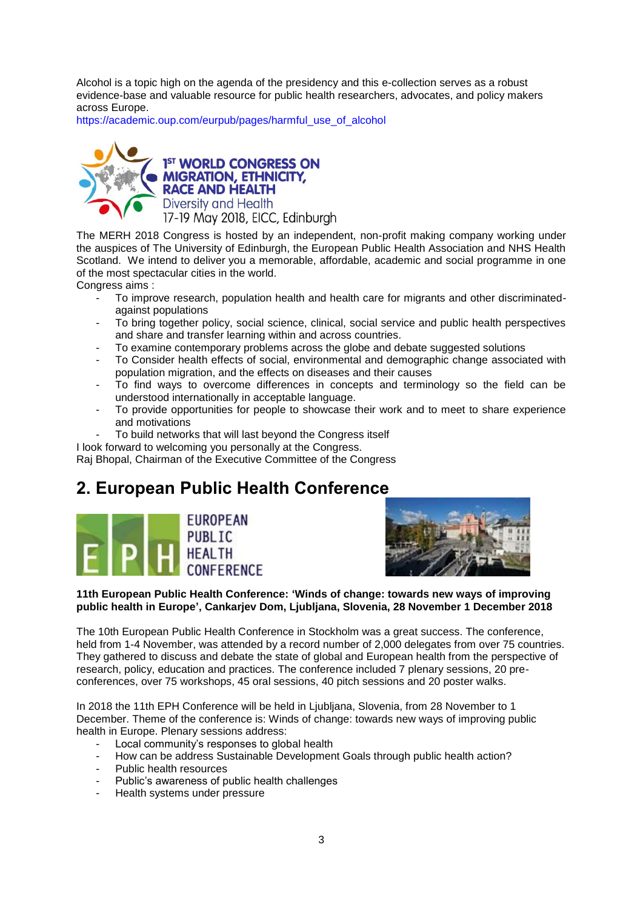Alcohol is a topic high on the agenda of the presidency and this e-collection serves as a robust evidence-base and valuable resource for public health researchers, advocates, and policy makers across Europe.
https://academic.oup.com/eurpub/pages/harmful_use_of_alcohol

**1ST WORLD CONGRESS ON MIGRATION, ETHNICITY, RACE AND HEALTH**
Diversity and Health
17-19 May 2018, EICC, Edinburgh

The MERH 2018 Congress is hosted by an independent, non-profit making company working under the auspices of The University of Edinburgh, the European Public Health Association and NHS Health Scotland. We intend to deliver you a memorable, affordable, academic and social programme in one of the most spectacular cities in the world.
Congress aims :

- To improve research, population health and health care for migrants and other discriminated-against populations
- To bring together policy, social science, clinical, social service and public health perspectives and share and transfer learning within and across countries.
- To examine contemporary problems across the globe and debate suggested solutions
- To Consider health effects of social, environmental and demographic change associated with population migration, and the effects on diseases and their causes
- To find ways to overcome differences in concepts and terminology so the field can be understood internationally in acceptable language.
- To provide opportunities for people to showcase their work and to meet to share experience and motivations
- To build networks that will last beyond the Congress itself

I look forward to welcoming you personally at the Congress.
Raj Bhopal, Chairman of the Executive Committee of the Congress

## 2. European Public Health Conference

EUROPEAN PUBLIC HEALTH CONFERENCE

**11th European Public Health Conference: 'Winds of change: towards new ways of improving public health in Europe', Cankarjev Dom, Ljubljana, Slovenia, 28 November 1 December 2018**

The 10th European Public Health Conference in Stockholm was a great success. The conference, held from 1-4 November, was attended by a record number of 2,000 delegates from over 75 countries. They gathered to discuss and debate the state of global and European health from the perspective of research, policy, education and practices. The conference included 7 plenary sessions, 20 pre-conferences, over 75 workshops, 45 oral sessions, 40 pitch sessions and 20 poster walks.

In 2018 the 11th EPH Conference will be held in Ljubljana, Slovenia, from 28 November to 1 December. Theme of the conference is: Winds of change: towards new ways of improving public health in Europe. Plenary sessions address:

- Local community's responses to global health
- How can be address Sustainable Development Goals through public health action?
- Public health resources
- Public's awareness of public health challenges
- Health systems under pressure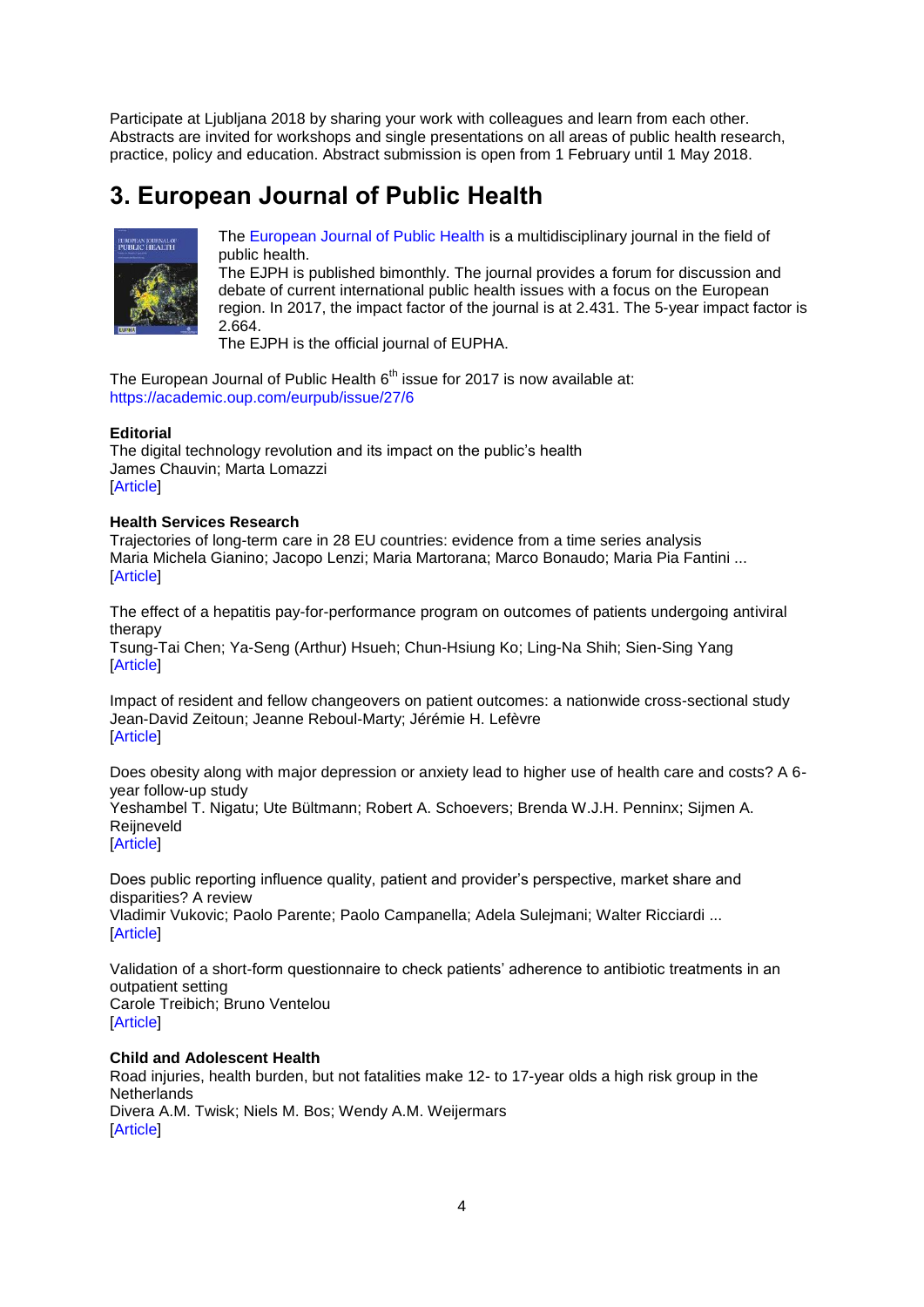Participate at Ljubljana 2018 by sharing your work with colleagues and learn from each other. Abstracts are invited for workshops and single presentations on all areas of public health research, practice, policy and education. Abstract submission is open from 1 February until 1 May 2018.

## 3. European Journal of Public Health

The European Journal of Public Health is a multidisciplinary journal in the field of public health.
The EJPH is published bimonthly. The journal provides a forum for discussion and debate of current international public health issues with a focus on the European region. In 2017, the impact factor of the journal is at 2.431. The 5-year impact factor is 2.664.
The EJPH is the official journal of EUPHA.

The European Journal of Public Health 6th issue for 2017 is now available at: https://academic.oup.com/eurpub/issue/27/6

**Editorial**
The digital technology revolution and its impact on the public's health
James Chauvin; Marta Lomazzi
[Article]

**Health Services Research**
Trajectories of long-term care in 28 EU countries: evidence from a time series analysis
Maria Michela Gianino; Jacopo Lenzi; Maria Martorana; Marco Bonaudo; Maria Pia Fantini ...
[Article]

The effect of a hepatitis pay-for-performance program on outcomes of patients undergoing antiviral therapy
Tsung-Tai Chen; Ya-Seng (Arthur) Hsueh; Chun-Hsiung Ko; Ling-Na Shih; Sien-Sing Yang
[Article]

Impact of resident and fellow changeovers on patient outcomes: a nationwide cross-sectional study
Jean-David Zeitoun; Jeanne Reboul-Marty; Jérémie H. Lefèvre
[Article]

Does obesity along with major depression or anxiety lead to higher use of health care and costs? A 6-year follow-up study
Yeshambel T. Nigatu; Ute Bültmann; Robert A. Schoevers; Brenda W.J.H. Penninx; Sijmen A. Reijneveld
[Article]

Does public reporting influence quality, patient and provider's perspective, market share and disparities? A review
Vladimir Vukovic; Paolo Parente; Paolo Campanella; Adela Sulejmani; Walter Ricciardi ...
[Article]

Validation of a short-form questionnaire to check patients' adherence to antibiotic treatments in an outpatient setting
Carole Treibich; Bruno Ventelou
[Article]

**Child and Adolescent Health**
Road injuries, health burden, but not fatalities make 12- to 17-year olds a high risk group in the Netherlands
Divera A.M. Twisk; Niels M. Bos; Wendy A.M. Weijermars
[Article]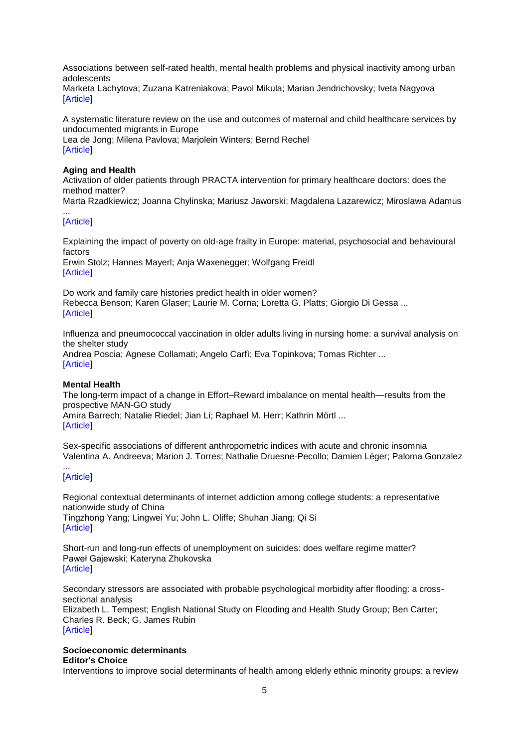Associations between self-rated health, mental health problems and physical inactivity among urban adolescents
Marketa Lachytova; Zuzana Katreniakova; Pavol Mikula; Marian Jendrichovsky; Iveta Nagyova
[Article]

A systematic literature review on the use and outcomes of maternal and child healthcare services by undocumented migrants in Europe
Lea de Jong; Milena Pavlova; Marjolein Winters; Bernd Rechel
[Article]

**Aging and Health**

Activation of older patients through PRACTA intervention for primary healthcare doctors: does the method matter?
Marta Rzadkiewicz; Joanna Chylinska; Mariusz Jaworski; Magdalena Lazarewicz; Miroslawa Adamus ...
[Article]

Explaining the impact of poverty on old-age frailty in Europe: material, psychosocial and behavioural factors
Erwin Stolz; Hannes Mayerl; Anja Waxenegger; Wolfgang Freidl
[Article]

Do work and family care histories predict health in older women?
Rebecca Benson; Karen Glaser; Laurie M. Corna; Loretta G. Platts; Giorgio Di Gessa ...
[Article]

Influenza and pneumococcal vaccination in older adults living in nursing home: a survival analysis on the shelter study
Andrea Poscia; Agnese Collamati; Angelo Carfì; Eva Topinkova; Tomas Richter ...
[Article]

**Mental Health**

The long-term impact of a change in Effort–Reward imbalance on mental health—results from the prospective MAN-GO study
Amira Barrech; Natalie Riedel; Jian Li; Raphael M. Herr; Kathrin Mörtl ...
[Article]

Sex-specific associations of different anthropometric indices with acute and chronic insomnia
Valentina A. Andreeva; Marion J. Torres; Nathalie Druesne-Pecollo; Damien Léger; Paloma Gonzalez ...
[Article]

Regional contextual determinants of internet addiction among college students: a representative nationwide study of China
Tingzhong Yang; Lingwei Yu; John L. Oliffe; Shuhan Jiang; Qi Si
[Article]

Short-run and long-run effects of unemployment on suicides: does welfare regime matter?
Paweł Gajewski; Kateryna Zhukovska
[Article]

Secondary stressors are associated with probable psychological morbidity after flooding: a cross-sectional analysis
Elizabeth L. Tempest; English National Study on Flooding and Health Study Group; Ben Carter; Charles R. Beck; G. James Rubin
[Article]

**Socioeconomic determinants**

**Editor's Choice**

Interventions to improve social determinants of health among elderly ethnic minority groups: a review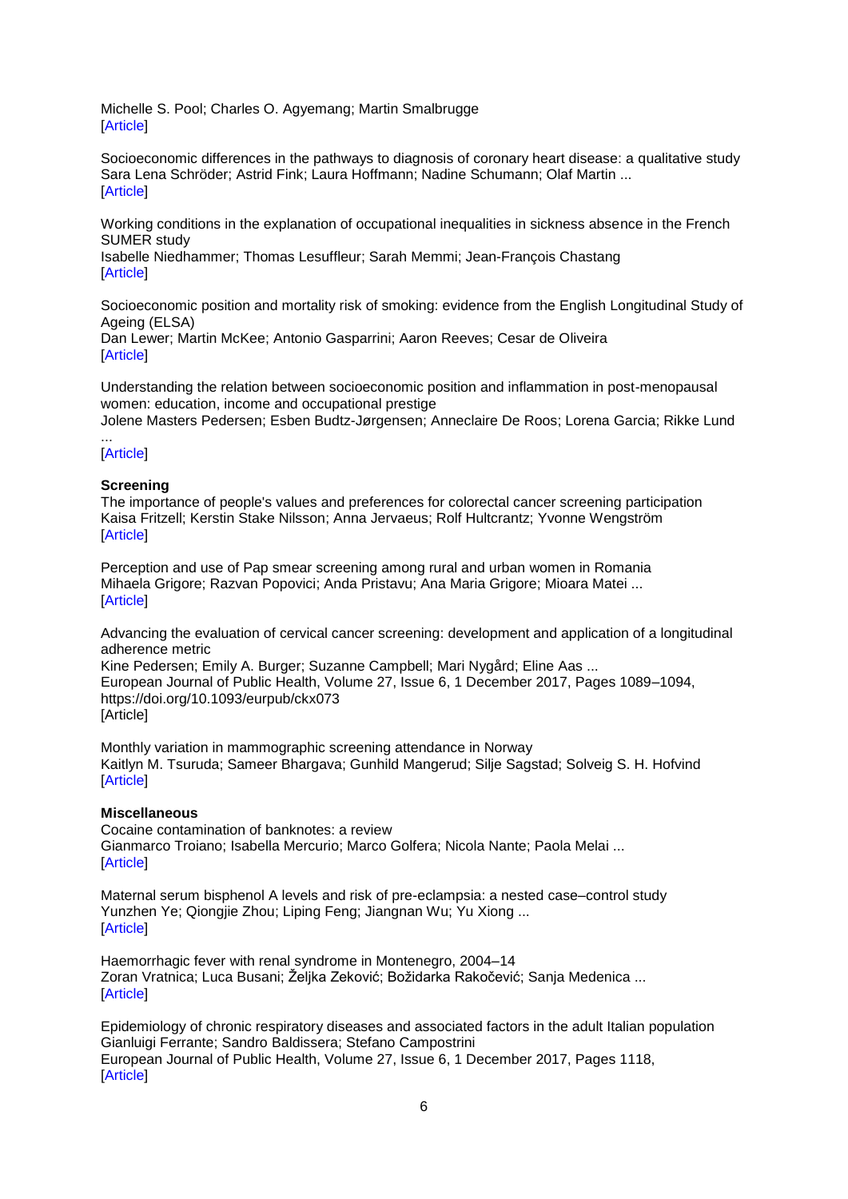Michelle S. Pool; Charles O. Agyemang; Martin Smalbrugge
[Article]

Socioeconomic differences in the pathways to diagnosis of coronary heart disease: a qualitative study
Sara Lena Schröder; Astrid Fink; Laura Hoffmann; Nadine Schumann; Olaf Martin ...
[Article]

Working conditions in the explanation of occupational inequalities in sickness absence in the French SUMER study
Isabelle Niedhammer; Thomas Lesuffleur; Sarah Memmi; Jean-François Chastang
[Article]

Socioeconomic position and mortality risk of smoking: evidence from the English Longitudinal Study of Ageing (ELSA)
Dan Lewer; Martin McKee; Antonio Gasparrini; Aaron Reeves; Cesar de Oliveira
[Article]

Understanding the relation between socioeconomic position and inflammation in post-menopausal women: education, income and occupational prestige
Jolene Masters Pedersen; Esben Budtz-Jørgensen; Anneclaire De Roos; Lorena Garcia; Rikke Lund ...
[Article]

**Screening**
The importance of people's values and preferences for colorectal cancer screening participation
Kaisa Fritzell; Kerstin Stake Nilsson; Anna Jervaeus; Rolf Hultcrantz; Yvonne Wengström
[Article]

Perception and use of Pap smear screening among rural and urban women in Romania
Mihaela Grigore; Razvan Popovici; Anda Pristavu; Ana Maria Grigore; Mioara Matei ...
[Article]

Advancing the evaluation of cervical cancer screening: development and application of a longitudinal adherence metric
Kine Pedersen; Emily A. Burger; Suzanne Campbell; Mari Nygård; Eline Aas ...
European Journal of Public Health, Volume 27, Issue 6, 1 December 2017, Pages 1089–1094, https://doi.org/10.1093/eurpub/ckx073
[Article]

Monthly variation in mammographic screening attendance in Norway
Kaitlyn M. Tsuruda; Sameer Bhargava; Gunhild Mangerud; Silje Sagstad; Solveig S. H. Hofvind
[Article]

**Miscellaneous**
Cocaine contamination of banknotes: a review
Gianmarco Troiano; Isabella Mercurio; Marco Golfera; Nicola Nante; Paola Melai ...
[Article]

Maternal serum bisphenol A levels and risk of pre-eclampsia: a nested case–control study
Yunzhen Ye; Qiongjie Zhou; Liping Feng; Jiangnan Wu; Yu Xiong ...
[Article]

Haemorrhagic fever with renal syndrome in Montenegro, 2004–14
Zoran Vratnica; Luca Busani; Željka Zeković; Božidarka Rakočević; Sanja Medenica ...
[Article]

Epidemiology of chronic respiratory diseases and associated factors in the adult Italian population
Gianluigi Ferrante; Sandro Baldissera; Stefano Campostrini
European Journal of Public Health, Volume 27, Issue 6, 1 December 2017, Pages 1118,
[Article]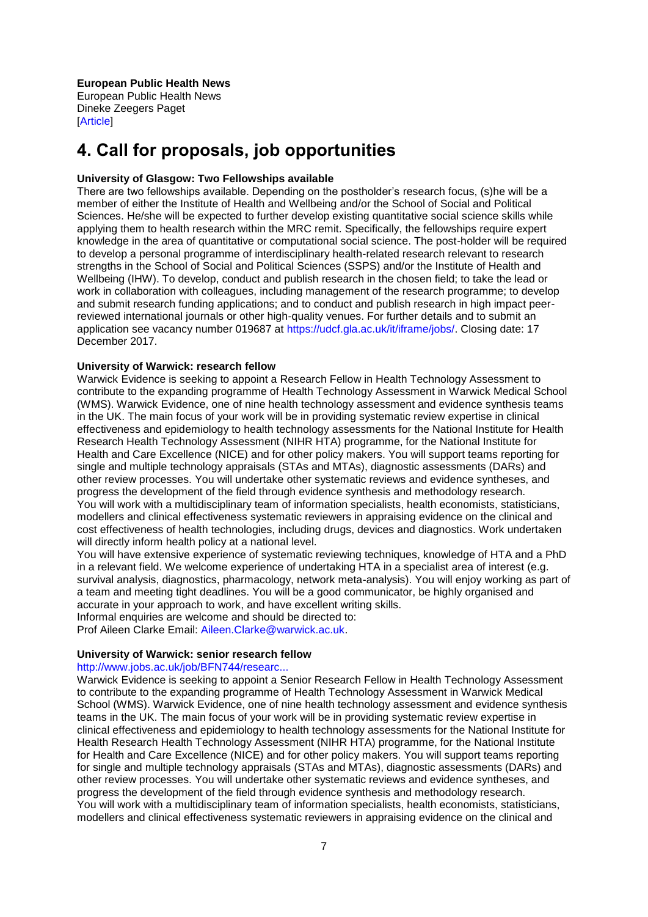**European Public Health News**
European Public Health News
Dineke Zeegers Paget
[Article]

# 4. Call for proposals, job opportunities

**University of Glasgow: Two Fellowships available**
There are two fellowships available. Depending on the postholder's research focus, (s)he will be a member of either the Institute of Health and Wellbeing and/or the School of Social and Political Sciences. He/she will be expected to further develop existing quantitative social science skills while applying them to health research within the MRC remit. Specifically, the fellowships require expert knowledge in the area of quantitative or computational social science. The post-holder will be required to develop a personal programme of interdisciplinary health-related research relevant to research strengths in the School of Social and Political Sciences (SSPS) and/or the Institute of Health and Wellbeing (IHW). To develop, conduct and publish research in the chosen field; to take the lead or work in collaboration with colleagues, including management of the research programme; to develop and submit research funding applications; and to conduct and publish research in high impact peer-reviewed international journals or other high-quality venues. For further details and to submit an application see vacancy number 019687 at https://udcf.gla.ac.uk/it/iframe/jobs/. Closing date: 17 December 2017.

**University of Warwick: research fellow**
Warwick Evidence is seeking to appoint a Research Fellow in Health Technology Assessment to contribute to the expanding programme of Health Technology Assessment in Warwick Medical School (WMS). Warwick Evidence, one of nine health technology assessment and evidence synthesis teams in the UK. The main focus of your work will be in providing systematic review expertise in clinical effectiveness and epidemiology to health technology assessments for the National Institute for Health Research Health Technology Assessment (NIHR HTA) programme, for the National Institute for Health and Care Excellence (NICE) and for other policy makers. You will support teams reporting for single and multiple technology appraisals (STAs and MTAs), diagnostic assessments (DARs) and other review processes. You will undertake other systematic reviews and evidence syntheses, and progress the development of the field through evidence synthesis and methodology research.
You will work with a multidisciplinary team of information specialists, health economists, statisticians, modellers and clinical effectiveness systematic reviewers in appraising evidence on the clinical and cost effectiveness of health technologies, including drugs, devices and diagnostics. Work undertaken will directly inform health policy at a national level.
You will have extensive experience of systematic reviewing techniques, knowledge of HTA and a PhD in a relevant field. We welcome experience of undertaking HTA in a specialist area of interest (e.g. survival analysis, diagnostics, pharmacology, network meta-analysis). You will enjoy working as part of a team and meeting tight deadlines. You will be a good communicator, be highly organised and accurate in your approach to work, and have excellent writing skills.
Informal enquiries are welcome and should be directed to:
Prof Aileen Clarke Email: Aileen.Clarke@warwick.ac.uk.

**University of Warwick: senior research fellow**
http://www.jobs.ac.uk/job/BFN744/researc...
Warwick Evidence is seeking to appoint a Senior Research Fellow in Health Technology Assessment to contribute to the expanding programme of Health Technology Assessment in Warwick Medical School (WMS). Warwick Evidence, one of nine health technology assessment and evidence synthesis teams in the UK. The main focus of your work will be in providing systematic review expertise in clinical effectiveness and epidemiology to health technology assessments for the National Institute for Health Research Health Technology Assessment (NIHR HTA) programme, for the National Institute for Health and Care Excellence (NICE) and for other policy makers. You will support teams reporting for single and multiple technology appraisals (STAs and MTAs), diagnostic assessments (DARs) and other review processes. You will undertake other systematic reviews and evidence syntheses, and progress the development of the field through evidence synthesis and methodology research.
You will work with a multidisciplinary team of information specialists, health economists, statisticians, modellers and clinical effectiveness systematic reviewers in appraising evidence on the clinical and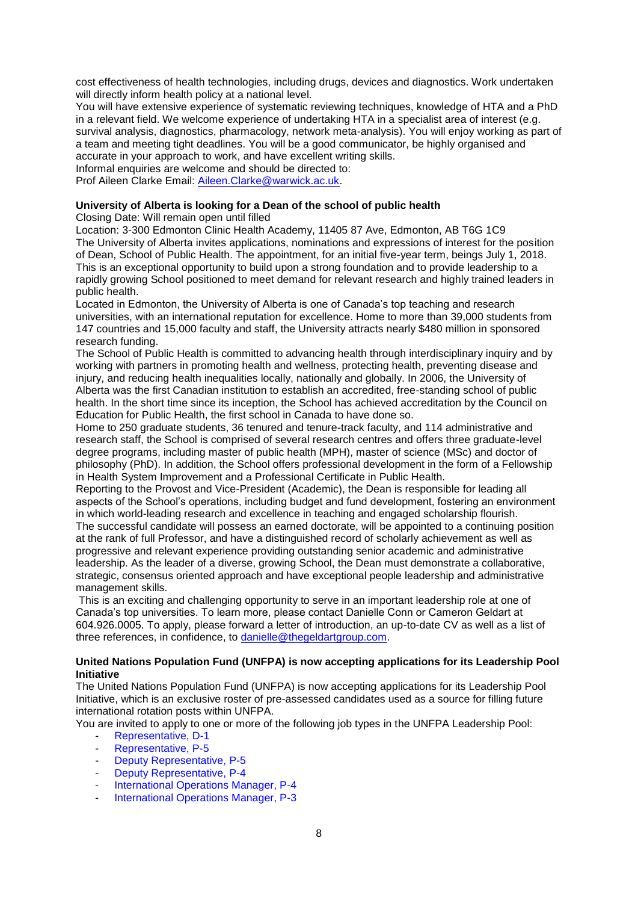cost effectiveness of health technologies, including drugs, devices and diagnostics. Work undertaken will directly inform health policy at a national level.

You will have extensive experience of systematic reviewing techniques, knowledge of HTA and a PhD in a relevant field. We welcome experience of undertaking HTA in a specialist area of interest (e.g. survival analysis, diagnostics, pharmacology, network meta-analysis). You will enjoy working as part of a team and meeting tight deadlines. You will be a good communicator, be highly organised and accurate in your approach to work, and have excellent writing skills.

Informal enquiries are welcome and should be directed to:

Prof Aileen Clarke Email: [Aileen.Clarke@warwick.ac.uk](mailto:Aileen.Clarke@warwick.ac.uk).

**University of Alberta is looking for a Dean of the school of public health**

Closing Date: Will remain open until filled

Location: 3-300 Edmonton Clinic Health Academy, 11405 87 Ave, Edmonton, AB T6G 1C9

The University of Alberta invites applications, nominations and expressions of interest for the position of Dean, School of Public Health. The appointment, for an initial five-year term, beings July 1, 2018. This is an exceptional opportunity to build upon a strong foundation and to provide leadership to a rapidly growing School positioned to meet demand for relevant research and highly trained leaders in public health.

Located in Edmonton, the University of Alberta is one of Canada's top teaching and research universities, with an international reputation for excellence. Home to more than 39,000 students from 147 countries and 15,000 faculty and staff, the University attracts nearly $480 million in sponsored research funding.

The School of Public Health is committed to advancing health through interdisciplinary inquiry and by working with partners in promoting health and wellness, protecting health, preventing disease and injury, and reducing health inequalities locally, nationally and globally. In 2006, the University of Alberta was the first Canadian institution to establish an accredited, free-standing school of public health. In the short time since its inception, the School has achieved accreditation by the Council on Education for Public Health, the first school in Canada to have done so.

Home to 250 graduate students, 36 tenured and tenure-track faculty, and 114 administrative and research staff, the School is comprised of several research centres and offers three graduate-level degree programs, including master of public health (MPH), master of science (MSc) and doctor of philosophy (PhD). In addition, the School offers professional development in the form of a Fellowship in Health System Improvement and a Professional Certificate in Public Health.

Reporting to the Provost and Vice-President (Academic), the Dean is responsible for leading all aspects of the School's operations, including budget and fund development, fostering an environment in which world-leading research and excellence in teaching and engaged scholarship flourish.

The successful candidate will possess an earned doctorate, will be appointed to a continuing position at the rank of full Professor, and have a distinguished record of scholarly achievement as well as progressive and relevant experience providing outstanding senior academic and administrative leadership. As the leader of a diverse, growing School, the Dean must demonstrate a collaborative, strategic, consensus oriented approach and have exceptional people leadership and administrative management skills.

This is an exciting and challenging opportunity to serve in an important leadership role at one of Canada's top universities. To learn more, please contact Danielle Conn or Cameron Geldart at 604.926.0005. To apply, please forward a letter of introduction, an up-to-date CV as well as a list of three references, in confidence, to [danielle@thegeldartgroup.com](mailto:danielle@thegeldartgroup.com).

**United Nations Population Fund (UNFPA) is now accepting applications for its Leadership Pool Initiative**

The United Nations Population Fund (UNFPA) is now accepting applications for its Leadership Pool Initiative, which is an exclusive roster of pre-assessed candidates used as a source for filling future international rotation posts within UNFPA.

You are invited to apply to one or more of the following job types in the UNFPA Leadership Pool:

- Representative, D-1
- Representative, P-5
- Deputy Representative, P-5
- Deputy Representative, P-4
- International Operations Manager, P-4
- International Operations Manager, P-3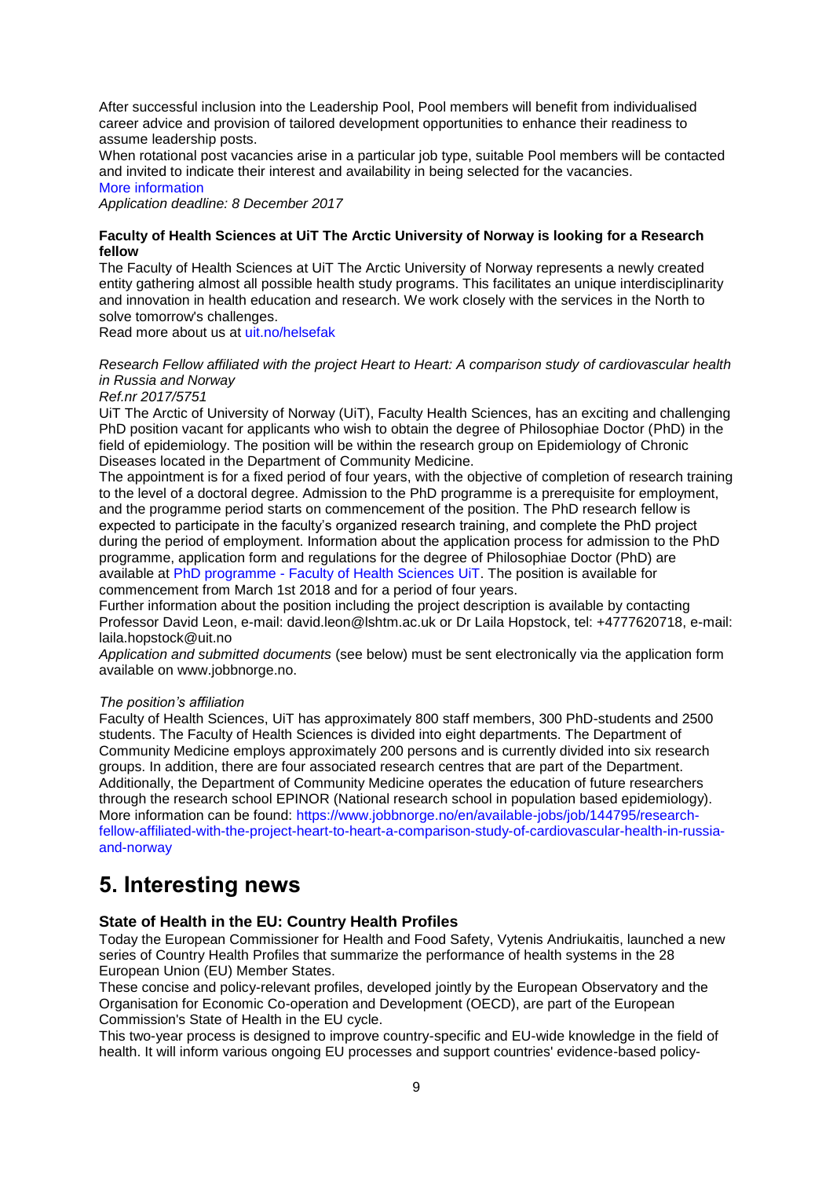After successful inclusion into the Leadership Pool, Pool members will benefit from individualised career advice and provision of tailored development opportunities to enhance their readiness to assume leadership posts.

When rotational post vacancies arise in a particular job type, suitable Pool members will be contacted and invited to indicate their interest and availability in being selected for the vacancies.

More information

*Application deadline: 8 December 2017*

**Faculty of Health Sciences at UiT The Arctic University of Norway is looking for a Research fellow**

The Faculty of Health Sciences at UiT The Arctic University of Norway represents a newly created entity gathering almost all possible health study programs. This facilitates an unique interdisciplinarity and innovation in health education and research. We work closely with the services in the North to solve tomorrow's challenges.

Read more about us at uit.no/helsefak

*Research Fellow affiliated with the project Heart to Heart: A comparison study of cardiovascular health in Russia and Norway*

*Ref.nr 2017/5751*

UiT The Arctic of University of Norway (UiT), Faculty Health Sciences, has an exciting and challenging PhD position vacant for applicants who wish to obtain the degree of Philosophiae Doctor (PhD) in the field of epidemiology. The position will be within the research group on Epidemiology of Chronic Diseases located in the Department of Community Medicine.

The appointment is for a fixed period of four years, with the objective of completion of research training to the level of a doctoral degree. Admission to the PhD programme is a prerequisite for employment, and the programme period starts on commencement of the position. The PhD research fellow is expected to participate in the faculty's organized research training, and complete the PhD project during the period of employment. Information about the application process for admission to the PhD programme, application form and regulations for the degree of Philosophiae Doctor (PhD) are available at PhD programme - Faculty of Health Sciences UiT. The position is available for commencement from March 1st 2018 and for a period of four years.

Further information about the position including the project description is available by contacting Professor David Leon, e-mail: david.leon@lshtm.ac.uk or Dr Laila Hopstock, tel: +4777620718, e-mail: laila.hopstock@uit.no

*Application and submitted documents* (see below) must be sent electronically via the application form available on www.jobbnorge.no.

*The position's affiliation*

Faculty of Health Sciences, UiT has approximately 800 staff members, 300 PhD-students and 2500 students. The Faculty of Health Sciences is divided into eight departments. The Department of Community Medicine employs approximately 200 persons and is currently divided into six research groups. In addition, there are four associated research centres that are part of the Department. Additionally, the Department of Community Medicine operates the education of future researchers through the research school EPINOR (National research school in population based epidemiology). More information can be found: https://www.jobbnorge.no/en/available-jobs/job/144795/research-fellow-affiliated-with-the-project-heart-to-heart-a-comparison-study-of-cardiovascular-health-in-russia-and-norway

# 5. Interesting news

### State of Health in the EU: Country Health Profiles

Today the European Commissioner for Health and Food Safety, Vytenis Andriukaitis, launched a new series of Country Health Profiles that summarize the performance of health systems in the 28 European Union (EU) Member States.

These concise and policy-relevant profiles, developed jointly by the European Observatory and the Organisation for Economic Co-operation and Development (OECD), are part of the European Commission's State of Health in the EU cycle.

This two-year process is designed to improve country-specific and EU-wide knowledge in the field of health. It will inform various ongoing EU processes and support countries' evidence-based policy-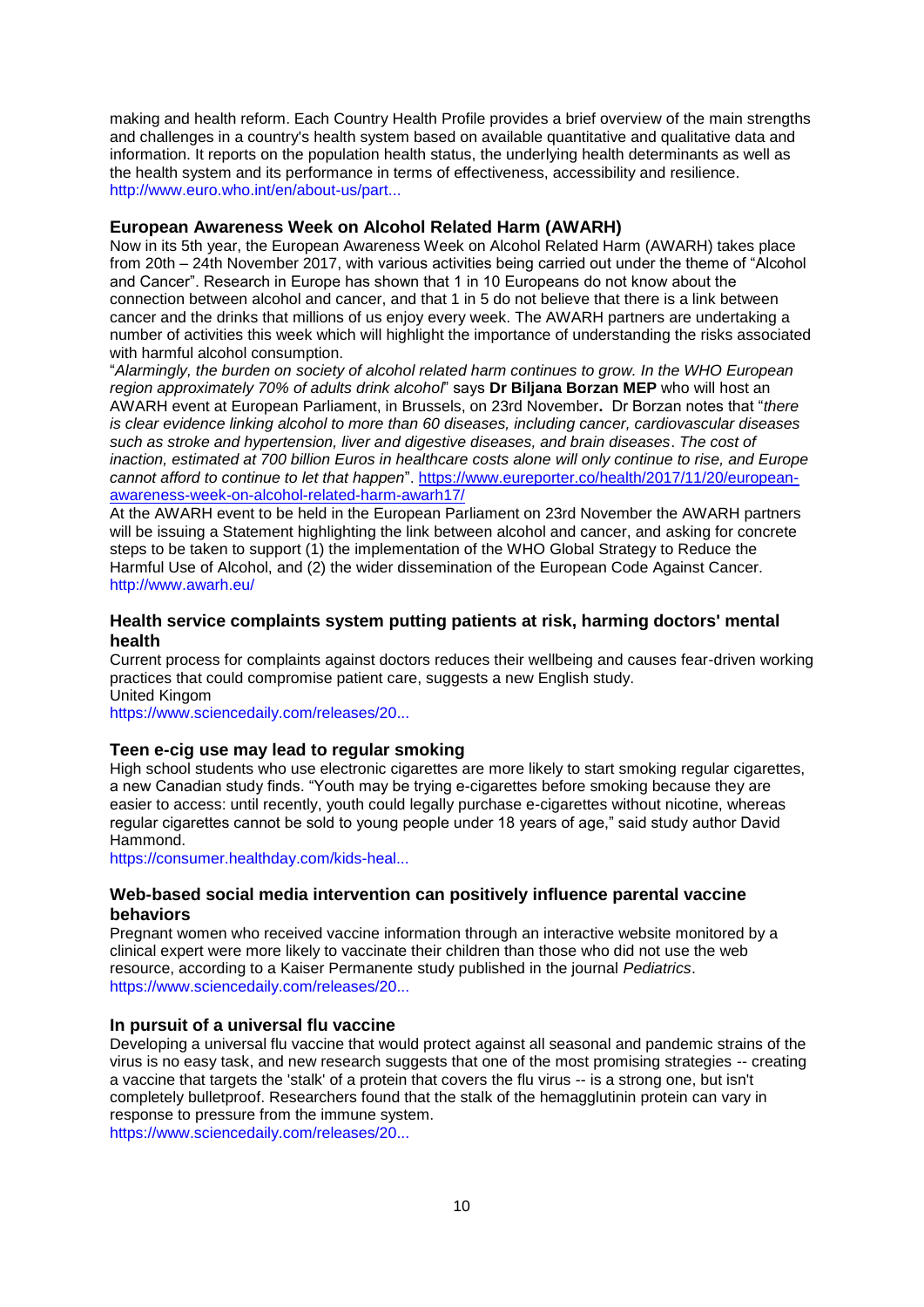making and health reform. Each Country Health Profile provides a brief overview of the main strengths and challenges in a country's health system based on available quantitative and qualitative data and information. It reports on the population health status, the underlying health determinants as well as the health system and its performance in terms of effectiveness, accessibility and resilience.
http://www.euro.who.int/en/about-us/part...

### European Awareness Week on Alcohol Related Harm (AWARH)

Now in its 5th year, the European Awareness Week on Alcohol Related Harm (AWARH) takes place from 20th – 24th November 2017, with various activities being carried out under the theme of "Alcohol and Cancer". Research in Europe has shown that 1 in 10 Europeans do not know about the connection between alcohol and cancer, and that 1 in 5 do not believe that there is a link between cancer and the drinks that millions of us enjoy every week. The AWARH partners are undertaking a number of activities this week which will highlight the importance of understanding the risks associated with harmful alcohol consumption.

"*Alarmingly, the burden on society of alcohol related harm continues to grow. In the WHO European region approximately 70% of adults drink alcohol*" says **Dr Biljana Borzan MEP** who will host an AWARH event at European Parliament, in Brussels, on 23rd November**.** Dr Borzan notes that "*there is clear evidence linking alcohol to more than 60 diseases, including cancer, cardiovascular diseases such as stroke and hypertension, liver and digestive diseases, and brain diseases*. *The cost of inaction, estimated at 700 billion Euros in healthcare costs alone will only continue to rise, and Europe cannot afford to continue to let that happen*". https://www.eureporter.co/health/2017/11/20/european-awareness-week-on-alcohol-related-harm-awarh17/

At the AWARH event to be held in the European Parliament on 23rd November the AWARH partners will be issuing a Statement highlighting the link between alcohol and cancer, and asking for concrete steps to be taken to support (1) the implementation of the WHO Global Strategy to Reduce the Harmful Use of Alcohol, and (2) the wider dissemination of the European Code Against Cancer.
http://www.awarh.eu/

### Health service complaints system putting patients at risk, harming doctors' mental health

Current process for complaints against doctors reduces their wellbeing and causes fear-driven working practices that could compromise patient care, suggests a new English study.
United Kingom
https://www.sciencedaily.com/releases/20...

### Teen e-cig use may lead to regular smoking

High school students who use electronic cigarettes are more likely to start smoking regular cigarettes, a new Canadian study finds. "Youth may be trying e-cigarettes before smoking because they are easier to access: until recently, youth could legally purchase e-cigarettes without nicotine, whereas regular cigarettes cannot be sold to young people under 18 years of age," said study author David Hammond.
https://consumer.healthday.com/kids-heal...

### Web-based social media intervention can positively influence parental vaccine behaviors

Pregnant women who received vaccine information through an interactive website monitored by a clinical expert were more likely to vaccinate their children than those who did not use the web resource, according to a Kaiser Permanente study published in the journal *Pediatrics*.
https://www.sciencedaily.com/releases/20...

### In pursuit of a universal flu vaccine

Developing a universal flu vaccine that would protect against all seasonal and pandemic strains of the virus is no easy task, and new research suggests that one of the most promising strategies -- creating a vaccine that targets the 'stalk' of a protein that covers the flu virus -- is a strong one, but isn't completely bulletproof. Researchers found that the stalk of the hemagglutinin protein can vary in response to pressure from the immune system.
https://www.sciencedaily.com/releases/20...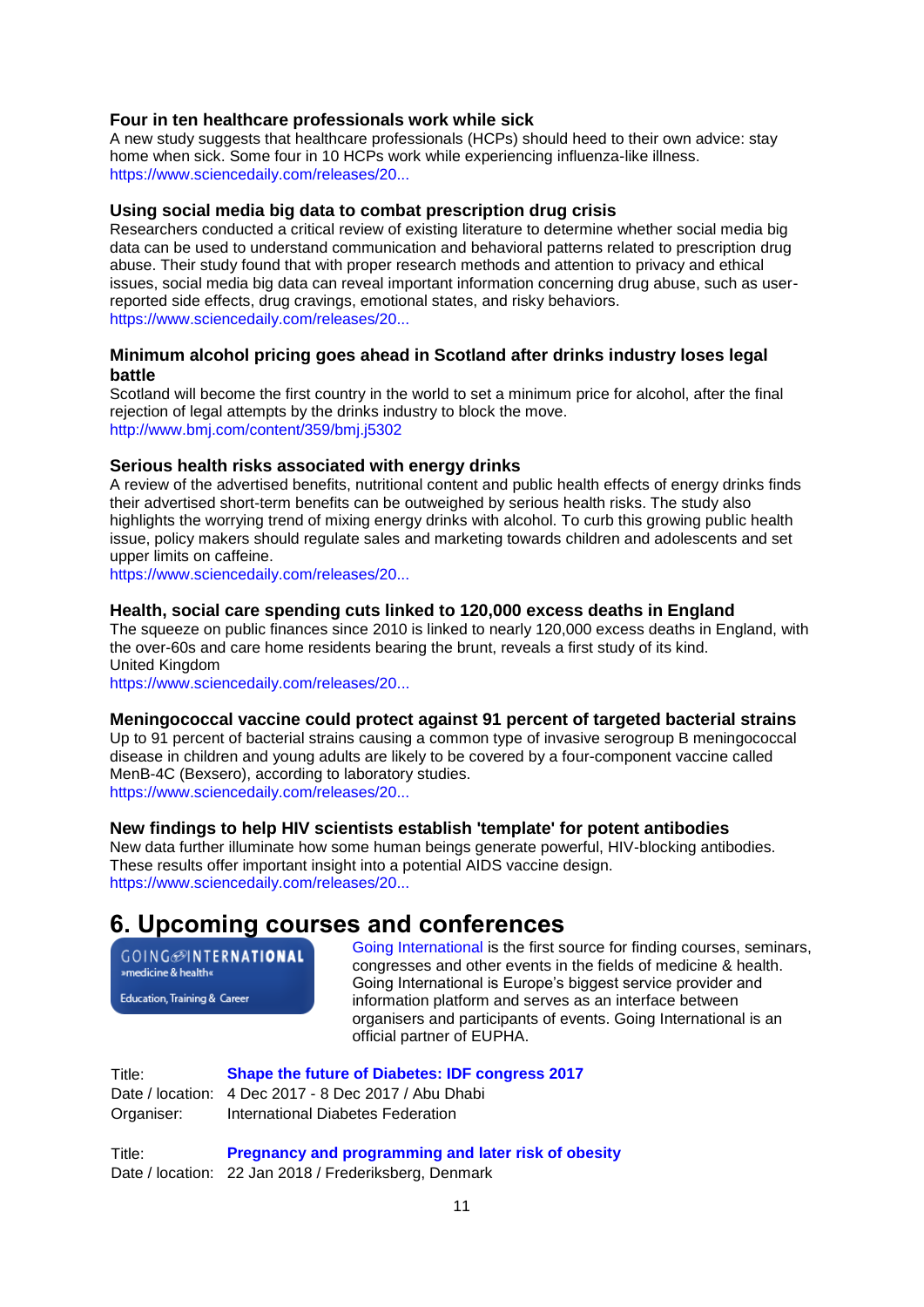### Four in ten healthcare professionals work while sick

A new study suggests that healthcare professionals (HCPs) should heed to their own advice: stay home when sick. Some four in 10 HCPs work while experiencing influenza-like illness.
https://www.sciencedaily.com/releases/20...

### Using social media big data to combat prescription drug crisis

Researchers conducted a critical review of existing literature to determine whether social media big data can be used to understand communication and behavioral patterns related to prescription drug abuse. Their study found that with proper research methods and attention to privacy and ethical issues, social media big data can reveal important information concerning drug abuse, such as user-reported side effects, drug cravings, emotional states, and risky behaviors.
https://www.sciencedaily.com/releases/20...

### Minimum alcohol pricing goes ahead in Scotland after drinks industry loses legal battle

Scotland will become the first country in the world to set a minimum price for alcohol, after the final rejection of legal attempts by the drinks industry to block the move.
http://www.bmj.com/content/359/bmj.j5302

### Serious health risks associated with energy drinks

A review of the advertised benefits, nutritional content and public health effects of energy drinks finds their advertised short-term benefits can be outweighed by serious health risks. The study also highlights the worrying trend of mixing energy drinks with alcohol. To curb this growing public health issue, policy makers should regulate sales and marketing towards children and adolescents and set upper limits on caffeine.
https://www.sciencedaily.com/releases/20...

### Health, social care spending cuts linked to 120,000 excess deaths in England

The squeeze on public finances since 2010 is linked to nearly 120,000 excess deaths in England, with the over-60s and care home residents bearing the brunt, reveals a first study of its kind.
United Kingdom
https://www.sciencedaily.com/releases/20...

### Meningococcal vaccine could protect against 91 percent of targeted bacterial strains

Up to 91 percent of bacterial strains causing a common type of invasive serogroup B meningococcal disease in children and young adults are likely to be covered by a four-component vaccine called MenB-4C (Bexsero), according to laboratory studies.
https://www.sciencedaily.com/releases/20...

### New findings to help HIV scientists establish 'template' for potent antibodies

New data further illuminate how some human beings generate powerful, HIV-blocking antibodies. These results offer important insight into a potential AIDS vaccine design.
https://www.sciencedaily.com/releases/20...

## 6. Upcoming courses and conferences

GOING INTERNATIONAL »medicine & health« Education, Training & Career

Going International is the first source for finding courses, seminars, congresses and other events in the fields of medicine & health. Going International is Europe's biggest service provider and information platform and serves as an interface between organisers and participants of events. Going International is an official partner of EUPHA.

Title: **Shape the future of Diabetes: IDF congress 2017**
Date / location: 4 Dec 2017 - 8 Dec 2017 / Abu Dhabi
Organiser: International Diabetes Federation

Title: **Pregnancy and programming and later risk of obesity**
Date / location: 22 Jan 2018 / Frederiksberg, Denmark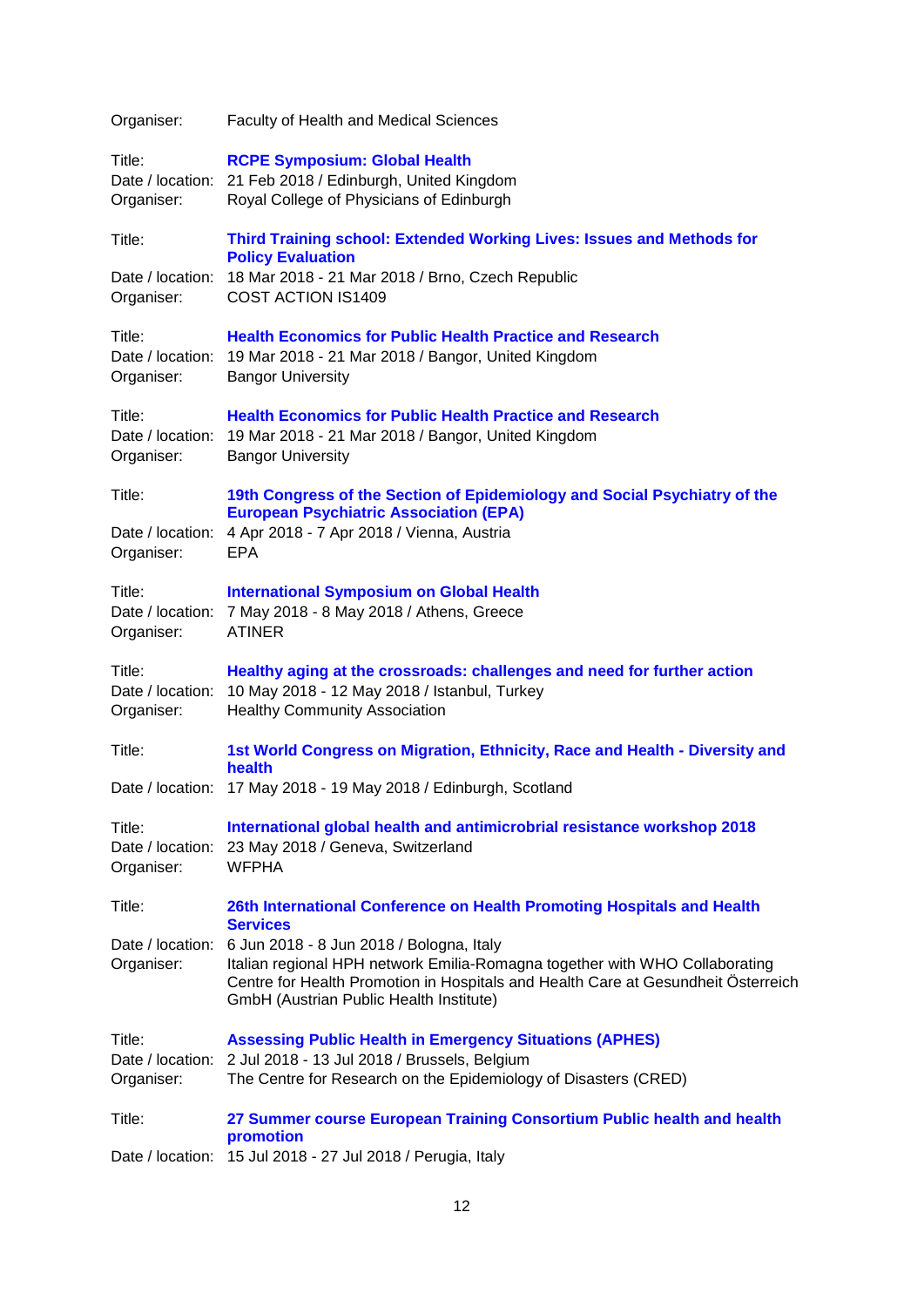Organiser: Faculty of Health and Medical Sciences

Title: **RCPE Symposium: Global Health**
Date / location: 21 Feb 2018 / Edinburgh, United Kingdom
Organiser: Royal College of Physicians of Edinburgh

Title: **Third Training school: Extended Working Lives: Issues and Methods for Policy Evaluation**
Date / location: 18 Mar 2018 - 21 Mar 2018 / Brno, Czech Republic
Organiser: COST ACTION IS1409

Title: **Health Economics for Public Health Practice and Research**
Date / location: 19 Mar 2018 - 21 Mar 2018 / Bangor, United Kingdom
Organiser: Bangor University

Title: **Health Economics for Public Health Practice and Research**
Date / location: 19 Mar 2018 - 21 Mar 2018 / Bangor, United Kingdom
Organiser: Bangor University

Title: **19th Congress of the Section of Epidemiology and Social Psychiatry of the European Psychiatric Association (EPA)**
Date / location: 4 Apr 2018 - 7 Apr 2018 / Vienna, Austria
Organiser: EPA

Title: **International Symposium on Global Health**
Date / location: 7 May 2018 - 8 May 2018 / Athens, Greece
Organiser: ATINER

Title: **Healthy aging at the crossroads: challenges and need for further action**
Date / location: 10 May 2018 - 12 May 2018 / Istanbul, Turkey
Organiser: Healthy Community Association

Title: **1st World Congress on Migration, Ethnicity, Race and Health - Diversity and health**
Date / location: 17 May 2018 - 19 May 2018 / Edinburgh, Scotland

Title: **International global health and antimicrobrial resistance workshop 2018**
Date / location: 23 May 2018 / Geneva, Switzerland
Organiser: WFPHA

Title: **26th International Conference on Health Promoting Hospitals and Health Services**
Date / location: 6 Jun 2018 - 8 Jun 2018 / Bologna, Italy
Organiser: Italian regional HPH network Emilia-Romagna together with WHO Collaborating Centre for Health Promotion in Hospitals and Health Care at Gesundheit Österreich GmbH (Austrian Public Health Institute)

Title: **Assessing Public Health in Emergency Situations (APHES)**
Date / location: 2 Jul 2018 - 13 Jul 2018 / Brussels, Belgium
Organiser: The Centre for Research on the Epidemiology of Disasters (CRED)

Title: **27 Summer course European Training Consortium Public health and health promotion**
Date / location: 15 Jul 2018 - 27 Jul 2018 / Perugia, Italy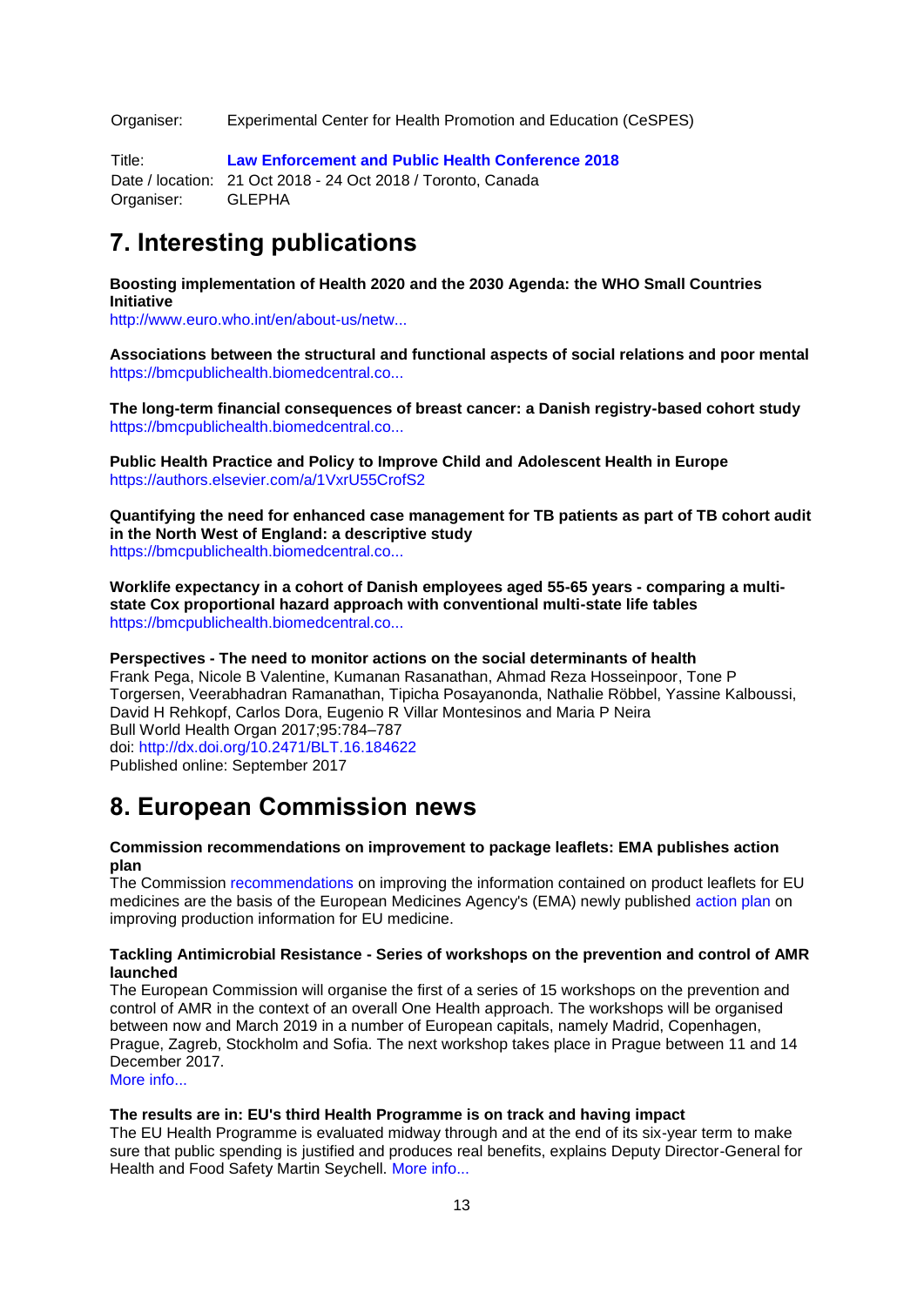Organiser: Experimental Center for Health Promotion and Education (CeSPES)

Title: **Law Enforcement and Public Health Conference 2018**
Date / location: 21 Oct 2018 - 24 Oct 2018 / Toronto, Canada
Organiser: GLEPHA

# 7. Interesting publications

**Boosting implementation of Health 2020 and the 2030 Agenda: the WHO Small Countries Initiative**
http://www.euro.who.int/en/about-us/netw...

**Associations between the structural and functional aspects of social relations and poor mental**
https://bmcpublichealth.biomedcentral.co...

**The long-term financial consequences of breast cancer: a Danish registry-based cohort study**
https://bmcpublichealth.biomedcentral.co...

**Public Health Practice and Policy to Improve Child and Adolescent Health in Europe**
https://authors.elsevier.com/a/1VxrU55CrofS2

**Quantifying the need for enhanced case management for TB patients as part of TB cohort audit in the North West of England: a descriptive study**
https://bmcpublichealth.biomedcentral.co...

**Worklife expectancy in a cohort of Danish employees aged 55-65 years - comparing a multi-state Cox proportional hazard approach with conventional multi-state life tables**
https://bmcpublichealth.biomedcentral.co...

**Perspectives - The need to monitor actions on the social determinants of health**
Frank Pega, Nicole B Valentine, Kumanan Rasanathan, Ahmad Reza Hosseinpoor, Tone P Torgersen, Veerabhadran Ramanathan, Tipicha Posayanonda, Nathalie Röbbel, Yassine Kalboussi, David H Rehkopf, Carlos Dora, Eugenio R Villar Montesinos and Maria P Neira
Bull World Health Organ 2017;95:784–787
doi: http://dx.doi.org/10.2471/BLT.16.184622
Published online: September 2017

# 8. European Commission news

**Commission recommendations on improvement to package leaflets: EMA publishes action plan**
The Commission recommendations on improving the information contained on product leaflets for EU medicines are the basis of the European Medicines Agency's (EMA) newly published action plan on improving production information for EU medicine.

**Tackling Antimicrobial Resistance - Series of workshops on the prevention and control of AMR launched**
The European Commission will organise the first of a series of 15 workshops on the prevention and control of AMR in the context of an overall One Health approach. The workshops will be organised between now and March 2019 in a number of European capitals, namely Madrid, Copenhagen, Prague, Zagreb, Stockholm and Sofia. The next workshop takes place in Prague between 11 and 14 December 2017.
More info...

**The results are in: EU's third Health Programme is on track and having impact**
The EU Health Programme is evaluated midway through and at the end of its six-year term to make sure that public spending is justified and produces real benefits, explains Deputy Director-General for Health and Food Safety Martin Seychell. More info...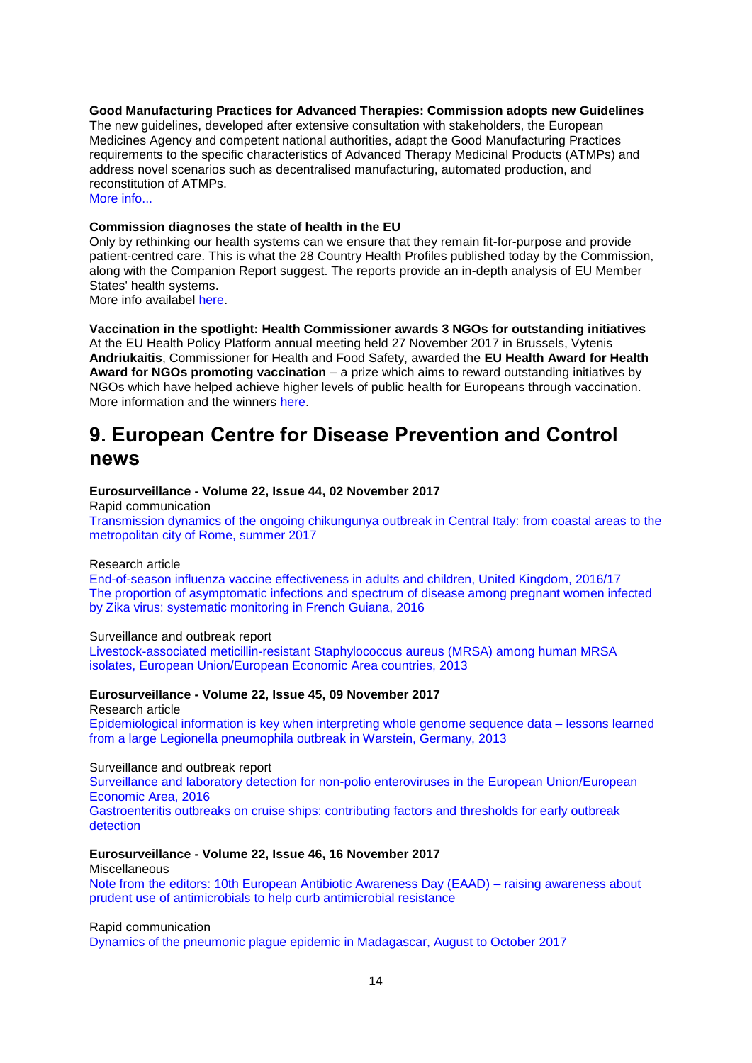**Good Manufacturing Practices for Advanced Therapies: Commission adopts new Guidelines**
The new guidelines, developed after extensive consultation with stakeholders, the European Medicines Agency and competent national authorities, adapt the Good Manufacturing Practices requirements to the specific characteristics of Advanced Therapy Medicinal Products (ATMPs) and address novel scenarios such as decentralised manufacturing, automated production, and reconstitution of ATMPs.
More info...

**Commission diagnoses the state of health in the EU**
Only by rethinking our health systems can we ensure that they remain fit-for-purpose and provide patient-centred care. This is what the 28 Country Health Profiles published today by the Commission, along with the Companion Report suggest. The reports provide an in-depth analysis of EU Member States' health systems.
More info available here.

**Vaccination in the spotlight: Health Commissioner awards 3 NGOs for outstanding initiatives**
At the EU Health Policy Platform annual meeting held 27 November 2017 in Brussels, Vytenis **Andriukaitis**, Commissioner for Health and Food Safety, awarded the **EU Health Award for Health Award for NGOs promoting vaccination** – a prize which aims to reward outstanding initiatives by NGOs which have helped achieve higher levels of public health for Europeans through vaccination. More information and the winners here.

# 9. European Centre for Disease Prevention and Control news

**Eurosurveillance - Volume 22, Issue 44, 02 November 2017**
Rapid communication
Transmission dynamics of the ongoing chikungunya outbreak in Central Italy: from coastal areas to the metropolitan city of Rome, summer 2017

Research article
End-of-season influenza vaccine effectiveness in adults and children, United Kingdom, 2016/17
The proportion of asymptomatic infections and spectrum of disease among pregnant women infected by Zika virus: systematic monitoring in French Guiana, 2016

Surveillance and outbreak report
Livestock-associated meticillin-resistant Staphylococcus aureus (MRSA) among human MRSA isolates, European Union/European Economic Area countries, 2013

**Eurosurveillance - Volume 22, Issue 45, 09 November 2017**
Research article
Epidemiological information is key when interpreting whole genome sequence data – lessons learned from a large Legionella pneumophila outbreak in Warstein, Germany, 2013

Surveillance and outbreak report
Surveillance and laboratory detection for non-polio enteroviruses in the European Union/European Economic Area, 2016
Gastroenteritis outbreaks on cruise ships: contributing factors and thresholds for early outbreak detection

**Eurosurveillance - Volume 22, Issue 46, 16 November 2017**
Miscellaneous
Note from the editors: 10th European Antibiotic Awareness Day (EAAD) – raising awareness about prudent use of antimicrobials to help curb antimicrobial resistance

Rapid communication
Dynamics of the pneumonic plague epidemic in Madagascar, August to October 2017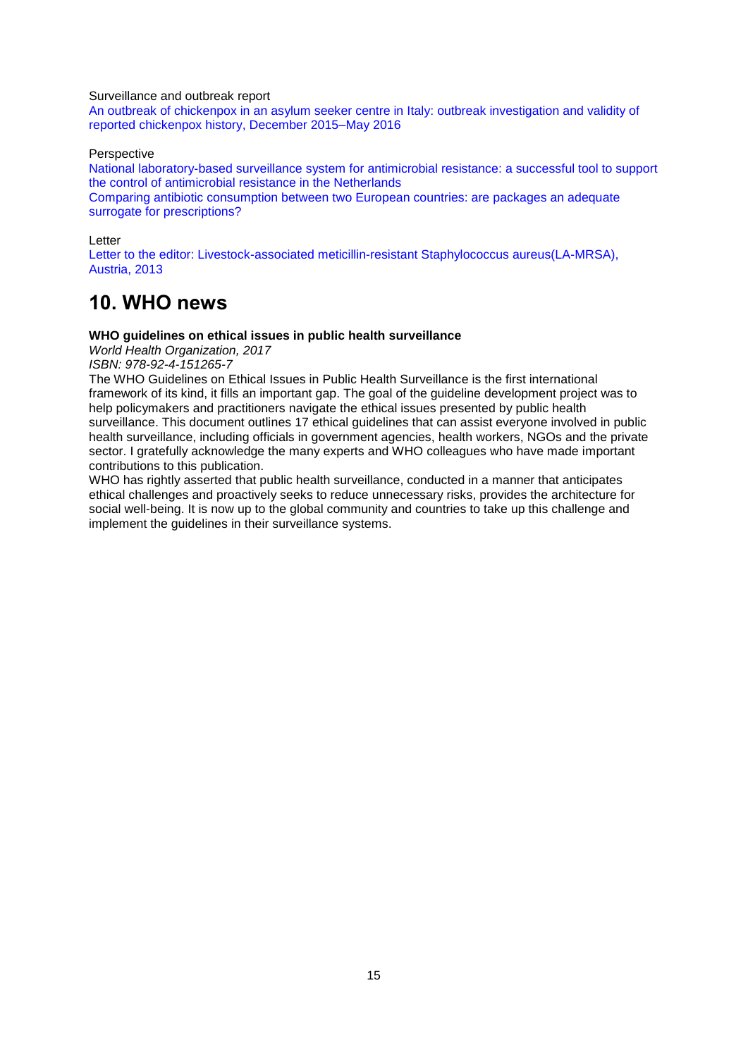Surveillance and outbreak report

An outbreak of chickenpox in an asylum seeker centre in Italy: outbreak investigation and validity of reported chickenpox history, December 2015–May 2016

Perspective

National laboratory-based surveillance system for antimicrobial resistance: a successful tool to support the control of antimicrobial resistance in the Netherlands

Comparing antibiotic consumption between two European countries: are packages an adequate surrogate for prescriptions?

Letter

Letter to the editor: Livestock-associated meticillin-resistant Staphylococcus aureus(LA-MRSA), Austria, 2013

# 10. WHO news

**WHO guidelines on ethical issues in public health surveillance**

*World Health Organization, 2017*

*ISBN: 978-92-4-151265-7*

The WHO Guidelines on Ethical Issues in Public Health Surveillance is the first international framework of its kind, it fills an important gap. The goal of the guideline development project was to help policymakers and practitioners navigate the ethical issues presented by public health surveillance. This document outlines 17 ethical guidelines that can assist everyone involved in public health surveillance, including officials in government agencies, health workers, NGOs and the private sector. I gratefully acknowledge the many experts and WHO colleagues who have made important contributions to this publication.

WHO has rightly asserted that public health surveillance, conducted in a manner that anticipates ethical challenges and proactively seeks to reduce unnecessary risks, provides the architecture for social well-being. It is now up to the global community and countries to take up this challenge and implement the guidelines in their surveillance systems.